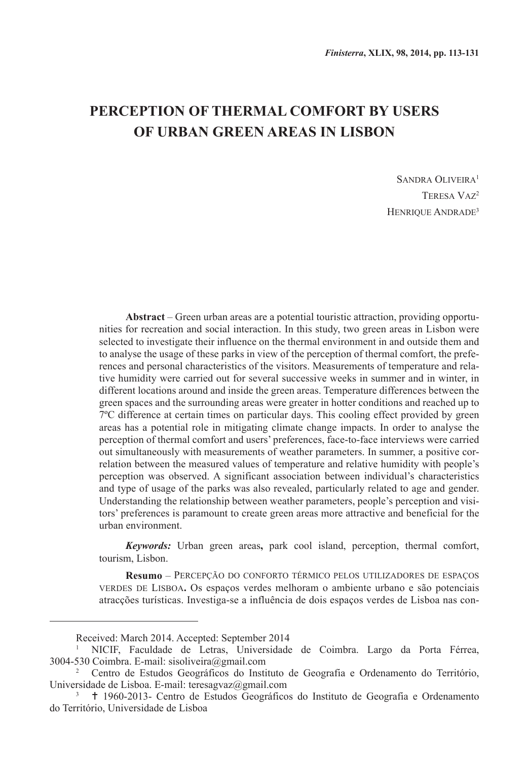# PERCEPTION OF THERMAL COMFORT BY USERS OF URBAN GREEN AREAS IN LISBON

Sandra Oliveira[1]

Teresa Vaz[2]

Henrique Andrade[3]

**Abstract** – Green urban areas are a potential touristic attraction, providing opportunities for recreation and social interaction. In this study, two green areas in Lisbon were selected to investigate their influence on the thermal environment in and outside them and to analyse the usage of these parks in view of the perception of thermal comfort, the preferences and personal characteristics of the visitors. Measurements of temperature and relative humidity were carried out for several successive weeks in summer and in winter, in different locations around and inside the green areas. Temperature differences between the green spaces and the surrounding areas were greater in hotter conditions and reached up to 7ºC difference at certain times on particular days. This cooling effect provided by green areas has a potential role in mitigating climate change impacts. In order to analyse the perception of thermal comfort and users' preferences, face-to-face interviews were carried out simultaneously with measurements of weather parameters. In summer, a positive correlation between the measured values of temperature and relative humidity with people's perception was observed. A significant association between individual's characteristics and type of usage of the parks was also revealed, particularly related to age and gender. Understanding the relationship between weather parameters, people's perception and visitors' preferences is paramount to create green areas more attractive and beneficial for the urban environment.

***Keywords:*** Urban green areas**,** park cool island, perception, thermal comfort, tourism, Lisbon.

**Resumo** – Percepção do conforto térmico pelos utilizadores de espaços verdes de Lisboa**.** Os espaços verdes melhoram o ambiente urbano e são potenciais atracções turísticas. Investiga-se a influência de dois espaços verdes de Lisboa nas con-

---

Received: March 2014. Accepted: September 2014

[1] NICIF, Faculdade de Letras, Universidade de Coimbra. Largo da Porta Férrea, 3004-530 Coimbra. E-mail: sisoliveira@gmail.com

[2] Centro de Estudos Geográficos do Instituto de Geografia e Ordenamento do Território, Universidade de Lisboa. E-mail: teresagvaz@gmail.com

[3] † 1960-2013- Centro de Estudos Geográficos do Instituto de Geografia e Ordenamento do Território, Universidade de Lisboa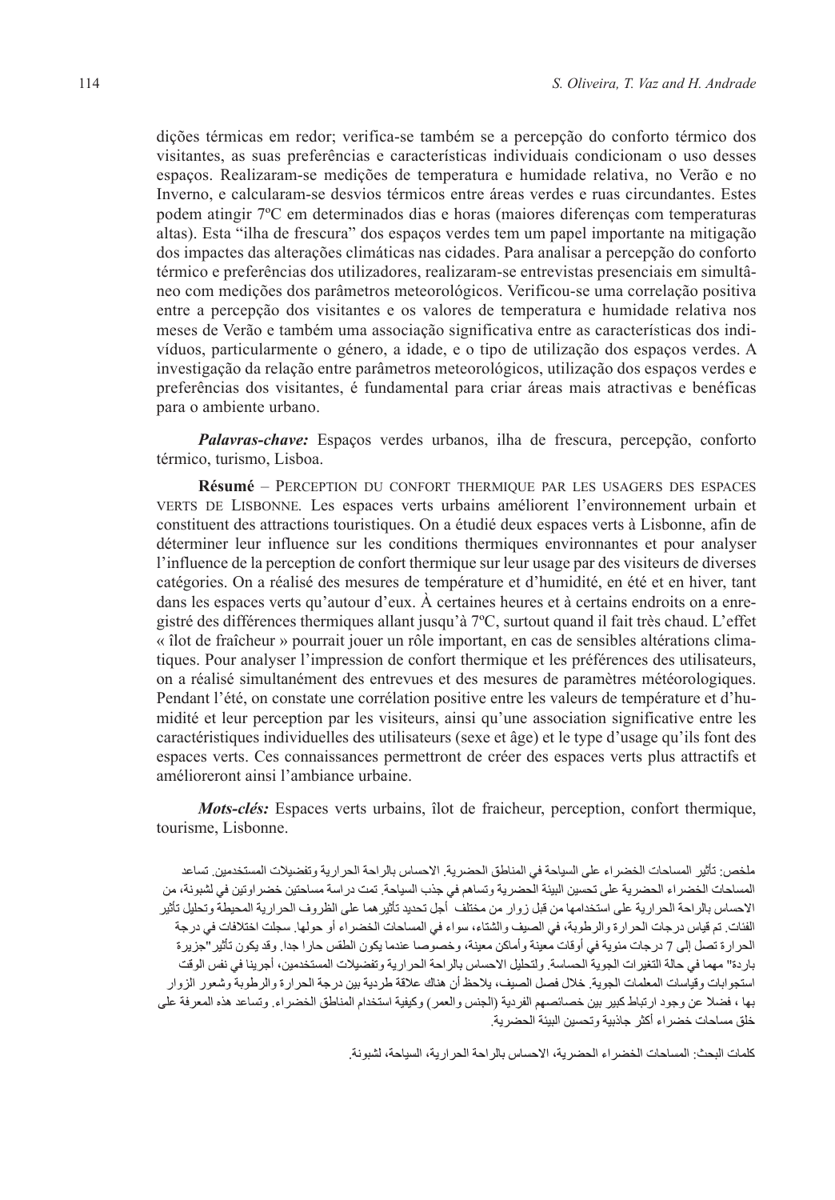dições térmicas em redor; verifica-se também se a percepção do conforto térmico dos visitantes, as suas preferências e características individuais condicionam o uso desses espaços. Realizaram-se medições de temperatura e humidade relativa, no Verão e no Inverno, e calcularam-se desvios térmicos entre áreas verdes e ruas circundantes. Estes podem atingir 7ºC em determinados dias e horas (maiores diferenças com temperaturas altas). Esta "ilha de frescura" dos espaços verdes tem um papel importante na mitigação dos impactes das alterações climáticas nas cidades. Para analisar a percepção do conforto térmico e preferências dos utilizadores, realizaram-se entrevistas presenciais em simultâneo com medições dos parâmetros meteorológicos. Verificou-se uma correlação positiva entre a percepção dos visitantes e os valores de temperatura e humidade relativa nos meses de Verão e também uma associação significativa entre as características dos indivíduos, particularmente o género, a idade, e o tipo de utilização dos espaços verdes. A investigação da relação entre parâmetros meteorológicos, utilização dos espaços verdes e preferências dos visitantes, é fundamental para criar áreas mais atractivas e benéficas para o ambiente urbano.

***Palavras-chave:*** Espaços verdes urbanos, ilha de frescura, percepção, conforto térmico, turismo, Lisboa.

**Résumé** – PERCEPTION DU CONFORT THERMIQUE PAR LES USAGERS DES ESPACES VERTS DE LISBONNE. Les espaces verts urbains améliorent l'environnement urbain et constituent des attractions touristiques. On a étudié deux espaces verts à Lisbonne, afin de déterminer leur influence sur les conditions thermiques environnantes et pour analyser l'influence de la perception de confort thermique sur leur usage par des visiteurs de diverses catégories. On a réalisé des mesures de température et d'humidité, en été et en hiver, tant dans les espaces verts qu'autour d'eux. À certaines heures et à certains endroits on a enregistré des différences thermiques allant jusqu'à 7ºC, surtout quand il fait très chaud. L'effet « îlot de fraîcheur » pourrait jouer un rôle important, en cas de sensibles altérations climatiques. Pour analyser l'impression de confort thermique et les préférences des utilisateurs, on a réalisé simultanément des entrevues et des mesures de paramètres météorologiques. Pendant l'été, on constate une corrélation positive entre les valeurs de température et d'humidité et leur perception par les visiteurs, ainsi qu'une association significative entre les caractéristiques individuelles des utilisateurs (sexe et âge) et le type d'usage qu'ils font des espaces verts. Ces connaissances permettront de créer des espaces verts plus attractifs et amélioreront ainsi l'ambiance urbaine.

***Mots-clés:*** Espaces verts urbains, îlot de fraicheur, perception, confort thermique, tourisme, Lisbonne.

ملخص: تأثير المساحات الخضراء على السياحة في المناطق الحضرية. الاحساس بالراحة الحرارية وتفضيلات المستخدمين. تساعد المساحات الخضراء الحضرية على تحسين البيئة الحضرية وتساهم في جذب السياحة. تمت دراسة مساحتين خضراوتين في لشبونة، من الاحساس بالراحة الحرارية على استخدامها من قبل زوار من مختلف أجل تحديد تأثيرهما على الظروف الحرارية المحيطة وتحليل تأثير الفئات. تم قياس درجات الحرارة والرطوبة، في الصيف والشتاء، سواء في المساحات الخضراء أو حولها. سجلت اختلافات في درجة الحرارة تصل إلى 7 درجات مئوية في أوقات معينة وأماكن معينة، وخصوصا عندما يكون الطقس حارا جدا. وقد يكون تأثير"جزيرة باردة" مهما في حالة التغيرات الجوية الحساسة. ولتحليل الاحساس بالراحة الحرارية وتفضيلات المستخدمين، أجرينا في نفس الوقت استجوابات وقياسات المعلمات الجوية. خلال فصل الصيف، يلاحظ أن هناك علاقة طردية بين درجة الحرارة والرطوبة وشعور الزوار بها ، فضلا عن وجود ارتباط كبير بين خصائصهم الفردية (الجنس والعمر) وكيفية استخدام المناطق الخضراء. وتساعد هذه المعرفة على خلق مساحات خضراء أكثر جاذبية وتحسين البيئة الحضرية.

كلمات البحث: المساحات الخضراء الحضرية، الاحساس بالراحة الحرارية، السياحة، لشبونة.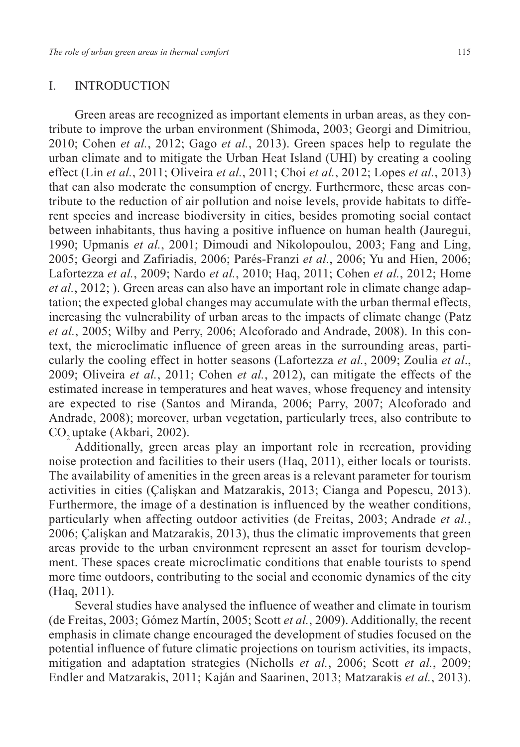## I. INTRODUCTION

Green areas are recognized as important elements in urban areas, as they contribute to improve the urban environment (Shimoda, 2003; Georgi and Dimitriou, 2010; Cohen *et al.*, 2012; Gago *et al.*, 2013). Green spaces help to regulate the urban climate and to mitigate the Urban Heat Island (UHI) by creating a cooling effect (Lin *et al.*, 2011; Oliveira *et al.*, 2011; Choi *et al.*, 2012; Lopes *et al.*, 2013) that can also moderate the consumption of energy. Furthermore, these areas contribute to the reduction of air pollution and noise levels, provide habitats to different species and increase biodiversity in cities, besides promoting social contact between inhabitants, thus having a positive influence on human health (Jauregui, 1990; Upmanis *et al.*, 2001; Dimoudi and Nikolopoulou, 2003; Fang and Ling, 2005; Georgi and Zafiriadis, 2006; Parés-Franzi *et al.*, 2006; Yu and Hien, 2006; Lafortezza *et al.*, 2009; Nardo *et al.*, 2010; Haq, 2011; Cohen *et al.*, 2012; Home *et al.*, 2012; ). Green areas can also have an important role in climate change adaptation; the expected global changes may accumulate with the urban thermal effects, increasing the vulnerability of urban areas to the impacts of climate change (Patz *et al.*, 2005; Wilby and Perry, 2006; Alcoforado and Andrade, 2008). In this context, the microclimatic influence of green areas in the surrounding areas, particularly the cooling effect in hotter seasons (Lafortezza *et al.*, 2009; Zoulia *et al*., 2009; Oliveira *et al.*, 2011; Cohen *et al.*, 2012), can mitigate the effects of the estimated increase in temperatures and heat waves, whose frequency and intensity are expected to rise (Santos and Miranda, 2006; Parry, 2007; Alcoforado and Andrade, 2008); moreover, urban vegetation, particularly trees, also contribute to $CO_2$ uptake (Akbari, 2002).

Additionally, green areas play an important role in recreation, providing noise protection and facilities to their users (Haq, 2011), either locals or tourists. The availability of amenities in the green areas is a relevant parameter for tourism activities in cities (Çalişkan and Matzarakis, 2013; Cianga and Popescu, 2013). Furthermore, the image of a destination is influenced by the weather conditions, particularly when affecting outdoor activities (de Freitas, 2003; Andrade *et al.*, 2006; Çalişkan and Matzarakis, 2013), thus the climatic improvements that green areas provide to the urban environment represent an asset for tourism development. These spaces create microclimatic conditions that enable tourists to spend more time outdoors, contributing to the social and economic dynamics of the city (Haq, 2011).

Several studies have analysed the influence of weather and climate in tourism (de Freitas, 2003; Gómez Martín, 2005; Scott *et al.*, 2009). Additionally, the recent emphasis in climate change encouraged the development of studies focused on the potential influence of future climatic projections on tourism activities, its impacts, mitigation and adaptation strategies (Nicholls *et al.*, 2006; Scott *et al.*, 2009; Endler and Matzarakis, 2011; Kaján and Saarinen, 2013; Matzarakis *et al.*, 2013).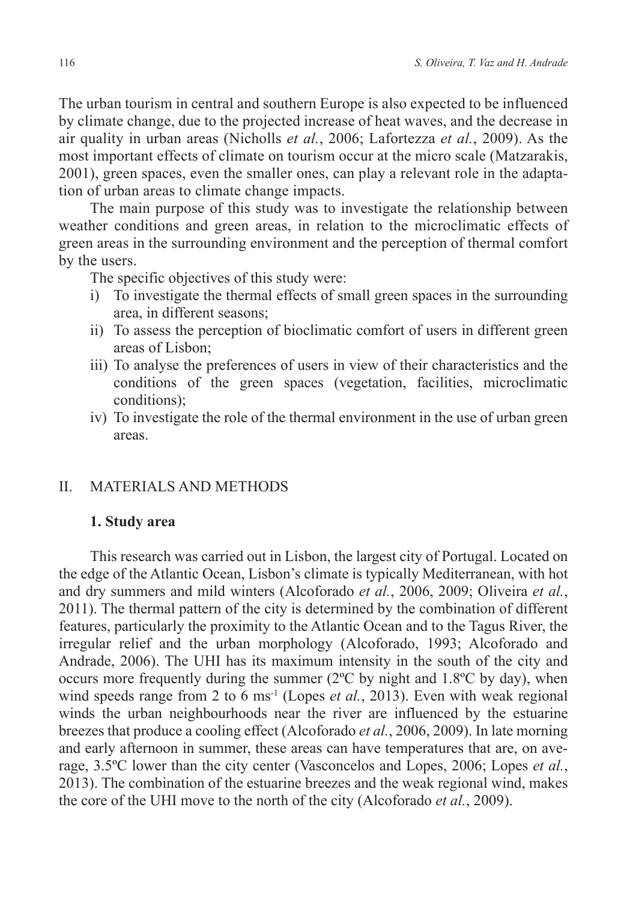The urban tourism in central and southern Europe is also expected to be influenced by climate change, due to the projected increase of heat waves, and the decrease in air quality in urban areas (Nicholls *et al.*, 2006; Lafortezza *et al.*, 2009). As the most important effects of climate on tourism occur at the micro scale (Matzarakis, 2001), green spaces, even the smaller ones, can play a relevant role in the adaptation of urban areas to climate change impacts.

The main purpose of this study was to investigate the relationship between weather conditions and green areas, in relation to the microclimatic effects of green areas in the surrounding environment and the perception of thermal comfort by the users.

The specific objectives of this study were:

i) To investigate the thermal effects of small green spaces in the surrounding area, in different seasons;
ii) To assess the perception of bioclimatic comfort of users in different green areas of Lisbon;
iii) To analyse the preferences of users in view of their characteristics and the conditions of the green spaces (vegetation, facilities, microclimatic conditions);
iv) To investigate the role of the thermal environment in the use of urban green areas.

## II. MATERIALS AND METHODS

### 1. Study area

This research was carried out in Lisbon, the largest city of Portugal. Located on the edge of the Atlantic Ocean, Lisbon's climate is typically Mediterranean, with hot and dry summers and mild winters (Alcoforado *et al.*, 2006, 2009; Oliveira *et al.*, 2011). The thermal pattern of the city is determined by the combination of different features, particularly the proximity to the Atlantic Ocean and to the Tagus River, the irregular relief and the urban morphology (Alcoforado, 1993; Alcoforado and Andrade, 2006). The UHI has its maximum intensity in the south of the city and occurs more frequently during the summer (2ºC by night and 1.8ºC by day), when wind speeds range from 2 to 6 $ms^{-1}$ (Lopes *et al.*, 2013). Even with weak regional winds the urban neighbourhoods near the river are influenced by the estuarine breezes that produce a cooling effect (Alcoforado *et al.*, 2006, 2009). In late morning and early afternoon in summer, these areas can have temperatures that are, on average, 3.5ºC lower than the city center (Vasconcelos and Lopes, 2006; Lopes *et al.*, 2013). The combination of the estuarine breezes and the weak regional wind, makes the core of the UHI move to the north of the city (Alcoforado *et al.*, 2009).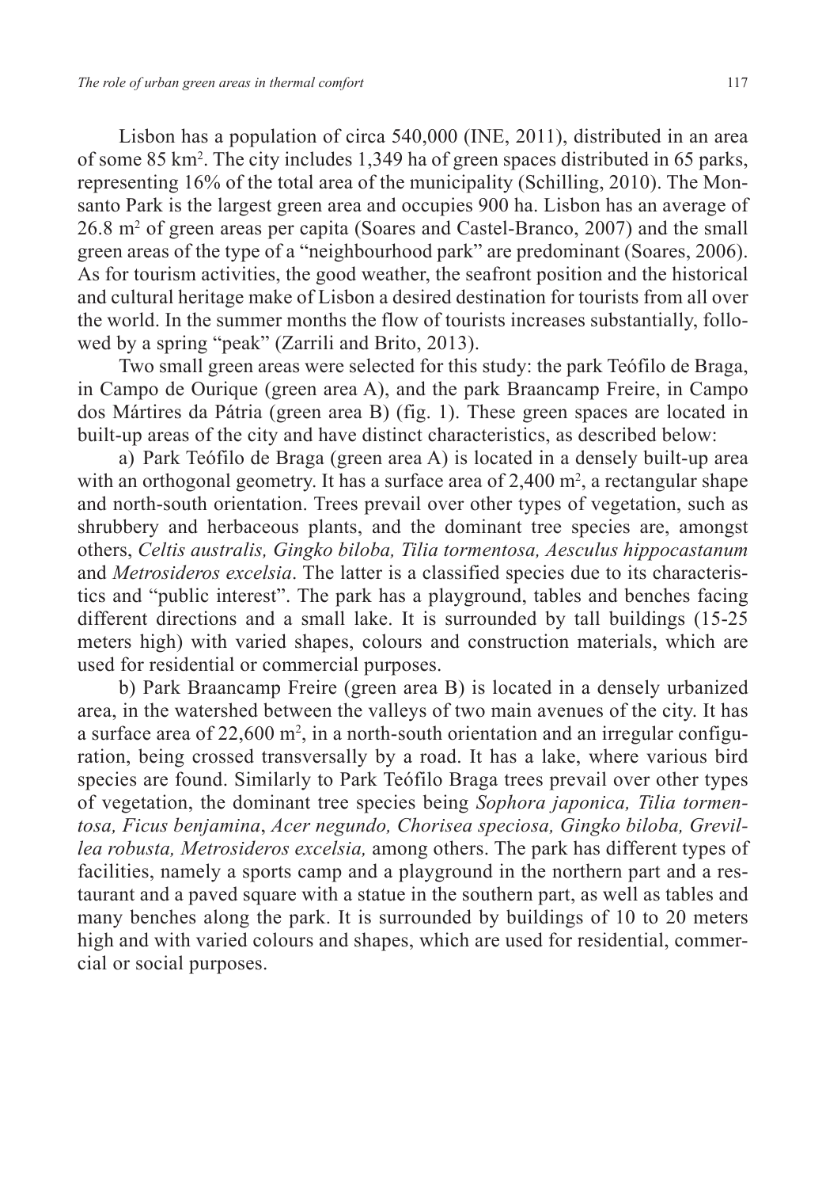Lisbon has a population of circa 540,000 (INE, 2011), distributed in an area of some 85 km$^2$. The city includes 1,349 ha of green spaces distributed in 65 parks, representing 16% of the total area of the municipality (Schilling, 2010). The Monsanto Park is the largest green area and occupies 900 ha. Lisbon has an average of 26.8 m$^2$ of green areas per capita (Soares and Castel-Branco, 2007) and the small green areas of the type of a "neighbourhood park" are predominant (Soares, 2006). As for tourism activities, the good weather, the seafront position and the historical and cultural heritage make of Lisbon a desired destination for tourists from all over the world. In the summer months the flow of tourists increases substantially, followed by a spring "peak" (Zarrili and Brito, 2013).

Two small green areas were selected for this study: the park Teófilo de Braga, in Campo de Ourique (green area A), and the park Braancamp Freire, in Campo dos Mártires da Pátria (green area B) (fig. 1). These green spaces are located in built-up areas of the city and have distinct characteristics, as described below:

a) Park Teófilo de Braga (green area A) is located in a densely built-up area with an orthogonal geometry. It has a surface area of 2,400 m$^2$, a rectangular shape and north-south orientation. Trees prevail over other types of vegetation, such as shrubbery and herbaceous plants, and the dominant tree species are, amongst others, *Celtis australis, Gingko biloba, Tilia tormentosa, Aesculus hippocastanum* and *Metrosideros excelsia*. The latter is a classified species due to its characteristics and "public interest". The park has a playground, tables and benches facing different directions and a small lake. It is surrounded by tall buildings (15-25 meters high) with varied shapes, colours and construction materials, which are used for residential or commercial purposes.

b) Park Braancamp Freire (green area B) is located in a densely urbanized area, in the watershed between the valleys of two main avenues of the city. It has a surface area of 22,600 m$^2$, in a north-south orientation and an irregular configuration, being crossed transversally by a road. It has a lake, where various bird species are found. Similarly to Park Teófilo Braga trees prevail over other types of vegetation, the dominant tree species being *Sophora japonica, Tilia tormentosa, Ficus benjamina*, *Acer negundo, Chorisea speciosa, Gingko biloba, Grevillea robusta, Metrosideros excelsia,* among others. The park has different types of facilities, namely a sports camp and a playground in the northern part and a restaurant and a paved square with a statue in the southern part, as well as tables and many benches along the park. It is surrounded by buildings of 10 to 20 meters high and with varied colours and shapes, which are used for residential, commercial or social purposes.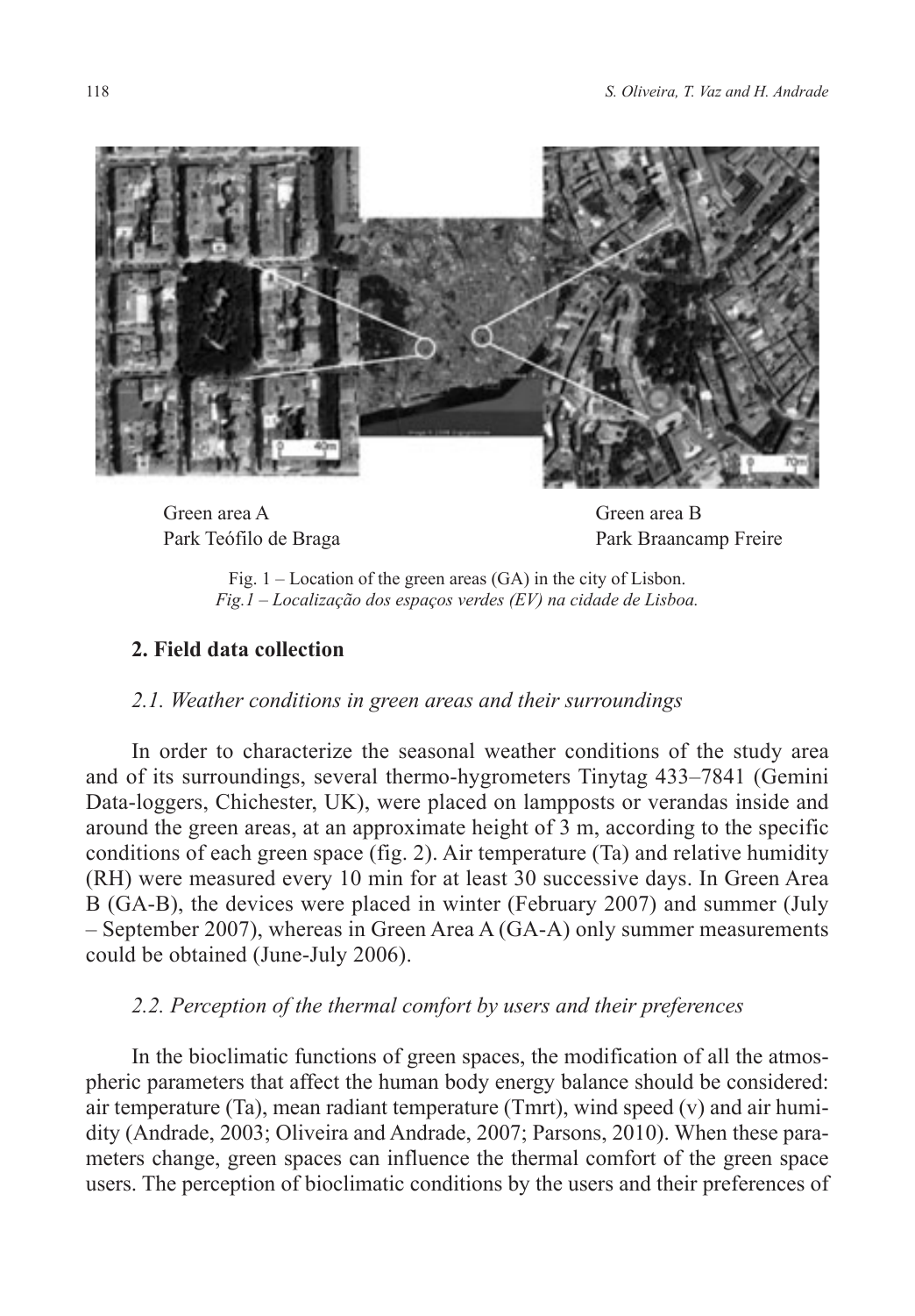Green area A
Park Teófilo de Braga

Green area B
Park Braancamp Freire

Fig. 1 – Location of the green areas (GA) in the city of Lisbon.
*Fig.1 – Localização dos espaços verdes (EV) na cidade de Lisboa.*

## 2. Field data collection

### *2.1. Weather conditions in green areas and their surroundings*

In order to characterize the seasonal weather conditions of the study area and of its surroundings, several thermo-hygrometers Tinytag 433–7841 (Gemini Data-loggers, Chichester, UK), were placed on lampposts or verandas inside and around the green areas, at an approximate height of 3 m, according to the specific conditions of each green space (fig. 2). Air temperature (Ta) and relative humidity (RH) were measured every 10 min for at least 30 successive days. In Green Area B (GA-B), the devices were placed in winter (February 2007) and summer (July – September 2007), whereas in Green Area A (GA-A) only summer measurements could be obtained (June-July 2006).

### *2.2. Perception of the thermal comfort by users and their preferences*

In the bioclimatic functions of green spaces, the modification of all the atmospheric parameters that affect the human body energy balance should be considered: air temperature (Ta), mean radiant temperature (Tmrt), wind speed (v) and air humidity (Andrade, 2003; Oliveira and Andrade, 2007; Parsons, 2010). When these parameters change, green spaces can influence the thermal comfort of the green space users. The perception of bioclimatic conditions by the users and their preferences of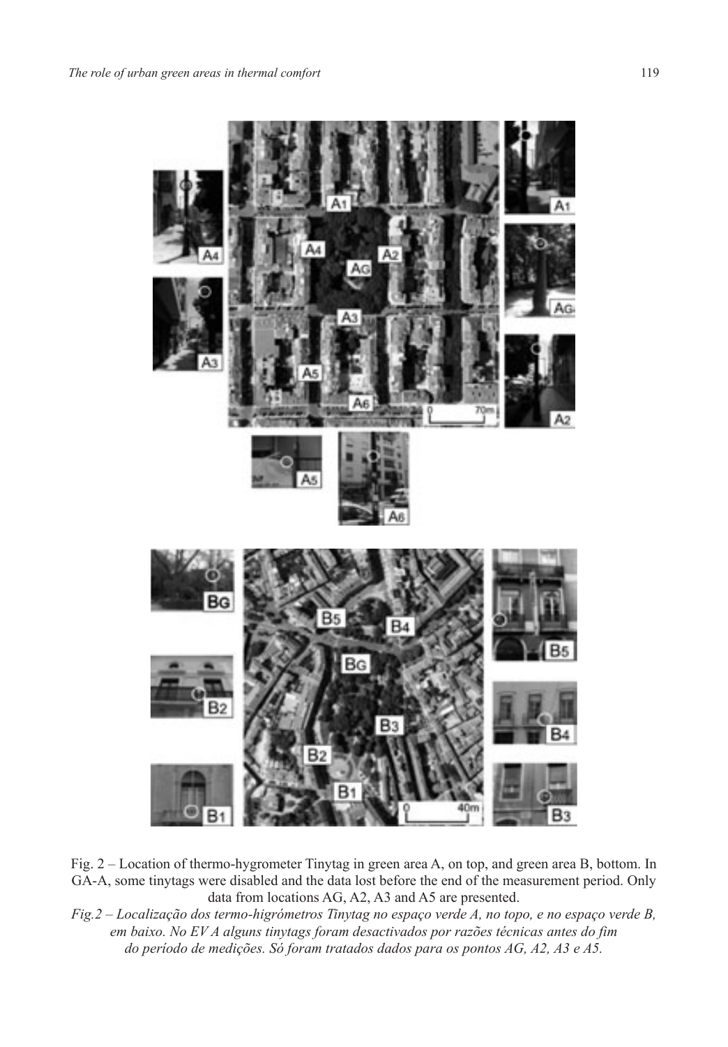Fig. 2 – Location of thermo-hygrometer Tinytag in green area A, on top, and green area B, bottom. In GA-A, some tinytags were disabled and the data lost before the end of the measurement period. Only data from locations AG, A2, A3 and A5 are presented.

*Fig.2 – Localização dos termo-higrómetros Tinytag no espaço verde A, no topo, e no espaço verde B, em baixo. No EV A alguns tinytags foram desactivados por razões técnicas antes do fim do período de medições. Só foram tratados dados para os pontos AG, A2, A3 e A5.*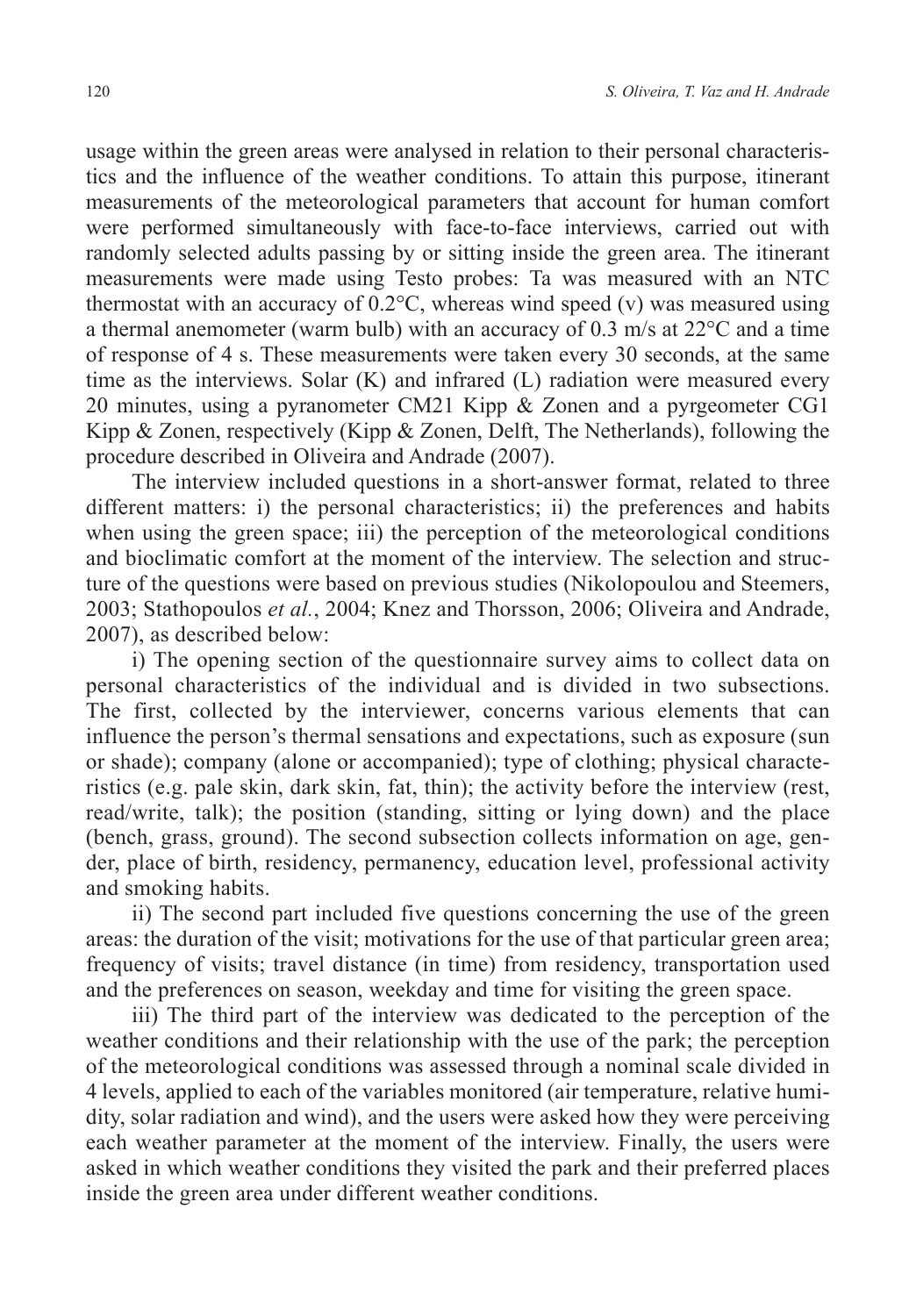usage within the green areas were analysed in relation to their personal characteristics and the influence of the weather conditions. To attain this purpose, itinerant measurements of the meteorological parameters that account for human comfort were performed simultaneously with face-to-face interviews, carried out with randomly selected adults passing by or sitting inside the green area. The itinerant measurements were made using Testo probes: Ta was measured with an NTC thermostat with an accuracy of 0.2°C, whereas wind speed (v) was measured using a thermal anemometer (warm bulb) with an accuracy of 0.3 m/s at 22°C and a time of response of 4 s. These measurements were taken every 30 seconds, at the same time as the interviews. Solar (K) and infrared (L) radiation were measured every 20 minutes, using a pyranometer CM21 Kipp & Zonen and a pyrgeometer CG1 Kipp & Zonen, respectively (Kipp & Zonen, Delft, The Netherlands), following the procedure described in Oliveira and Andrade (2007).

The interview included questions in a short-answer format, related to three different matters: i) the personal characteristics; ii) the preferences and habits when using the green space; iii) the perception of the meteorological conditions and bioclimatic comfort at the moment of the interview. The selection and structure of the questions were based on previous studies (Nikolopoulou and Steemers, 2003; Stathopoulos *et al.*, 2004; Knez and Thorsson, 2006; Oliveira and Andrade, 2007), as described below:

i) The opening section of the questionnaire survey aims to collect data on personal characteristics of the individual and is divided in two subsections. The first, collected by the interviewer, concerns various elements that can influence the person's thermal sensations and expectations, such as exposure (sun or shade); company (alone or accompanied); type of clothing; physical characteristics (e.g. pale skin, dark skin, fat, thin); the activity before the interview (rest, read/write, talk); the position (standing, sitting or lying down) and the place (bench, grass, ground). The second subsection collects information on age, gender, place of birth, residency, permanency, education level, professional activity and smoking habits.

ii) The second part included five questions concerning the use of the green areas: the duration of the visit; motivations for the use of that particular green area; frequency of visits; travel distance (in time) from residency, transportation used and the preferences on season, weekday and time for visiting the green space.

iii) The third part of the interview was dedicated to the perception of the weather conditions and their relationship with the use of the park; the perception of the meteorological conditions was assessed through a nominal scale divided in 4 levels, applied to each of the variables monitored (air temperature, relative humidity, solar radiation and wind), and the users were asked how they were perceiving each weather parameter at the moment of the interview. Finally, the users were asked in which weather conditions they visited the park and their preferred places inside the green area under different weather conditions.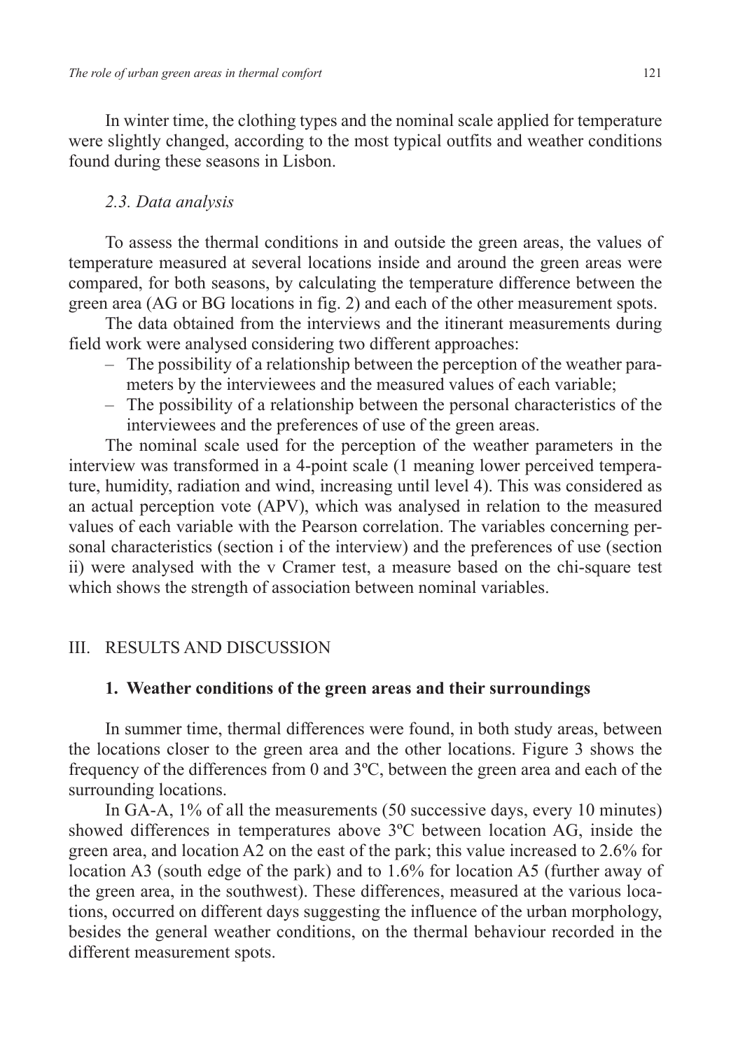In winter time, the clothing types and the nominal scale applied for temperature were slightly changed, according to the most typical outfits and weather conditions found during these seasons in Lisbon.

### *2.3. Data analysis*

To assess the thermal conditions in and outside the green areas, the values of temperature measured at several locations inside and around the green areas were compared, for both seasons, by calculating the temperature difference between the green area (AG or BG locations in fig. 2) and each of the other measurement spots.

The data obtained from the interviews and the itinerant measurements during field work were analysed considering two different approaches:

- The possibility of a relationship between the perception of the weather parameters by the interviewees and the measured values of each variable;
- The possibility of a relationship between the personal characteristics of the interviewees and the preferences of use of the green areas.

The nominal scale used for the perception of the weather parameters in the interview was transformed in a 4-point scale (1 meaning lower perceived temperature, humidity, radiation and wind, increasing until level 4). This was considered as an actual perception vote (APV), which was analysed in relation to the measured values of each variable with the Pearson correlation. The variables concerning personal characteristics (section i of the interview) and the preferences of use (section ii) were analysed with the v Cramer test, a measure based on the chi-square test which shows the strength of association between nominal variables.

## III. RESULTS AND DISCUSSION

### 1. Weather conditions of the green areas and their surroundings

In summer time, thermal differences were found, in both study areas, between the locations closer to the green area and the other locations. Figure 3 shows the frequency of the differences from 0 and 3ºC, between the green area and each of the surrounding locations.

In GA-A, 1% of all the measurements (50 successive days, every 10 minutes) showed differences in temperatures above 3ºC between location AG, inside the green area, and location A2 on the east of the park; this value increased to 2.6% for location A3 (south edge of the park) and to 1.6% for location A5 (further away of the green area, in the southwest). These differences, measured at the various locations, occurred on different days suggesting the influence of the urban morphology, besides the general weather conditions, on the thermal behaviour recorded in the different measurement spots.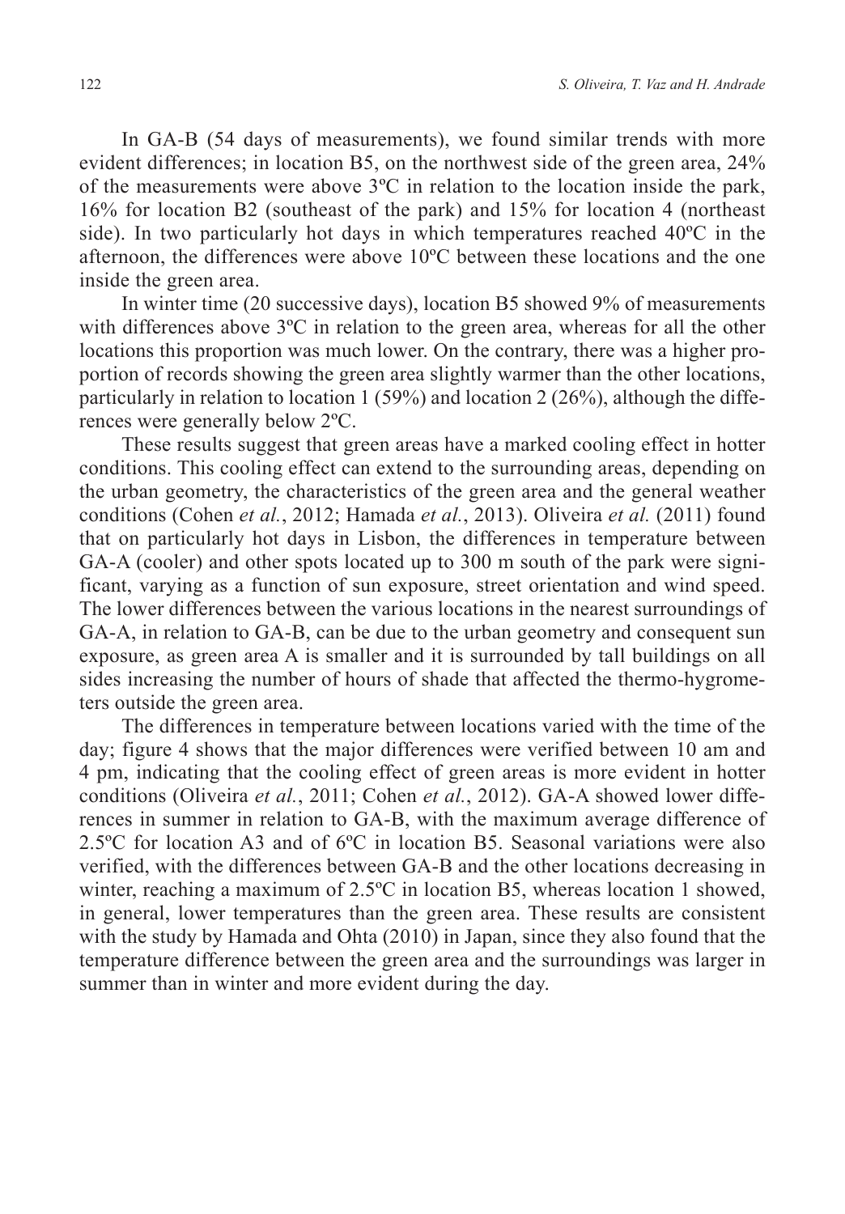In GA-B (54 days of measurements), we found similar trends with more evident differences; in location B5, on the northwest side of the green area, 24% of the measurements were above 3ºC in relation to the location inside the park, 16% for location B2 (southeast of the park) and 15% for location 4 (northeast side). In two particularly hot days in which temperatures reached 40ºC in the afternoon, the differences were above 10ºC between these locations and the one inside the green area.

In winter time (20 successive days), location B5 showed 9% of measurements with differences above 3ºC in relation to the green area, whereas for all the other locations this proportion was much lower. On the contrary, there was a higher proportion of records showing the green area slightly warmer than the other locations, particularly in relation to location 1 (59%) and location 2 (26%), although the differences were generally below 2ºC.

These results suggest that green areas have a marked cooling effect in hotter conditions. This cooling effect can extend to the surrounding areas, depending on the urban geometry, the characteristics of the green area and the general weather conditions (Cohen *et al.*, 2012; Hamada *et al.*, 2013). Oliveira *et al.* (2011) found that on particularly hot days in Lisbon, the differences in temperature between GA-A (cooler) and other spots located up to 300 m south of the park were significant, varying as a function of sun exposure, street orientation and wind speed. The lower differences between the various locations in the nearest surroundings of GA-A, in relation to GA-B, can be due to the urban geometry and consequent sun exposure, as green area A is smaller and it is surrounded by tall buildings on all sides increasing the number of hours of shade that affected the thermo-hygrometers outside the green area.

The differences in temperature between locations varied with the time of the day; figure 4 shows that the major differences were verified between 10 am and 4 pm, indicating that the cooling effect of green areas is more evident in hotter conditions (Oliveira *et al.*, 2011; Cohen *et al.*, 2012). GA-A showed lower differences in summer in relation to GA-B, with the maximum average difference of 2.5ºC for location A3 and of 6ºC in location B5. Seasonal variations were also verified, with the differences between GA-B and the other locations decreasing in winter, reaching a maximum of 2.5ºC in location B5, whereas location 1 showed, in general, lower temperatures than the green area. These results are consistent with the study by Hamada and Ohta (2010) in Japan, since they also found that the temperature difference between the green area and the surroundings was larger in summer than in winter and more evident during the day.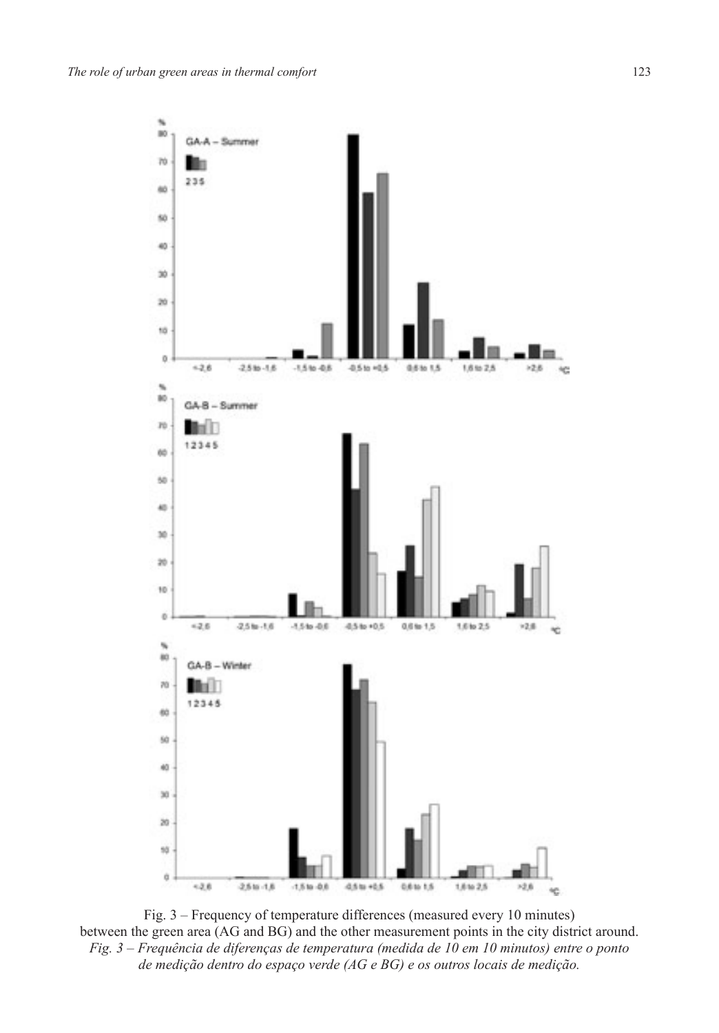Fig. 3 – Frequency of temperature differences (measured every 10 minutes) between the green area (AG and BG) and the other measurement points in the city district around.
*Fig. 3 – Frequência de diferenças de temperatura (medida de 10 em 10 minutos) entre o ponto de medição dentro do espaço verde (AG e BG) e os outros locais de medição.*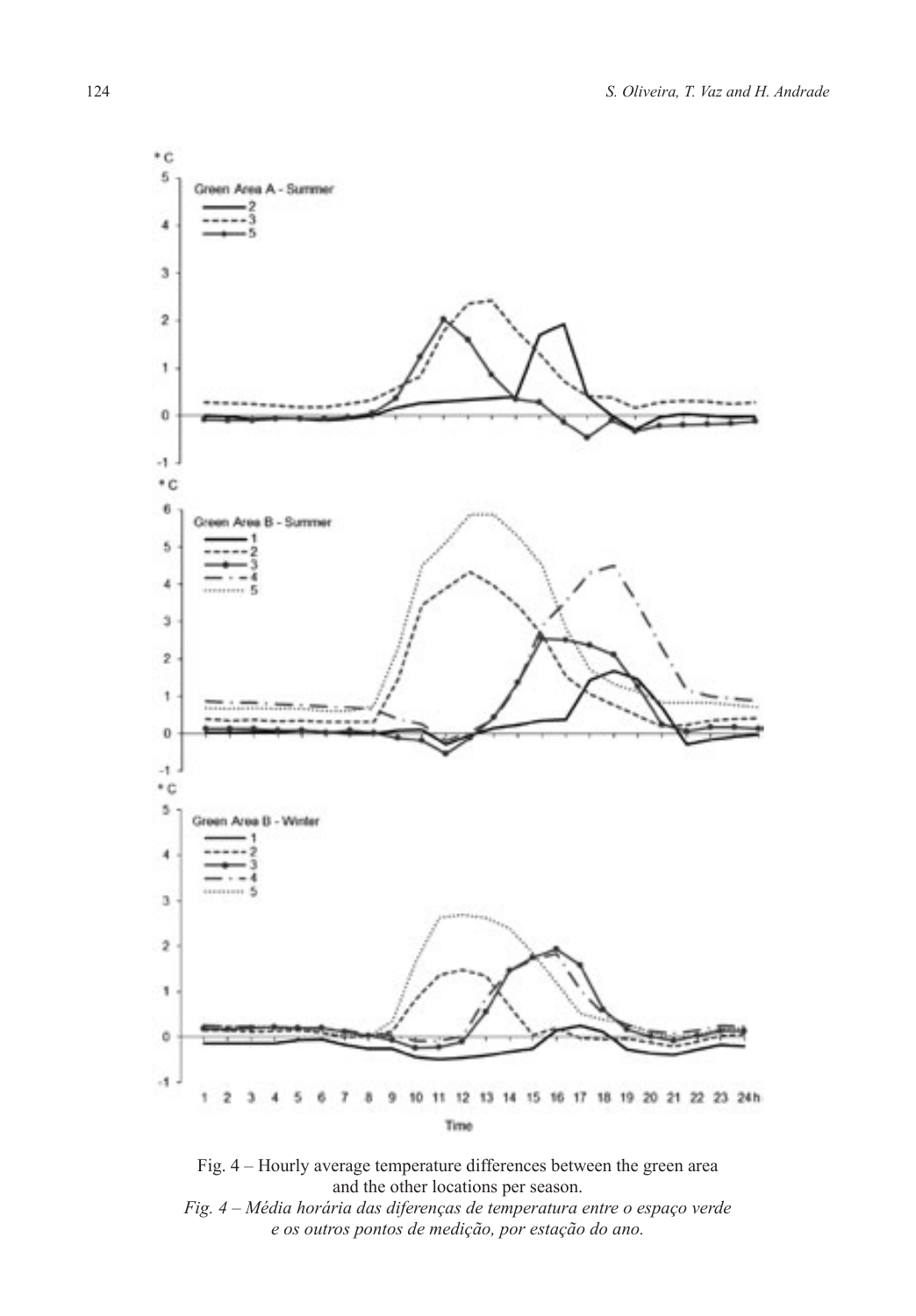Fig. 4 – Hourly average temperature differences between the green area and the other locations per season.

*Fig. 4 – Média horária das diferenças de temperatura entre o espaço verde e os outros pontos de medição, por estação do ano.*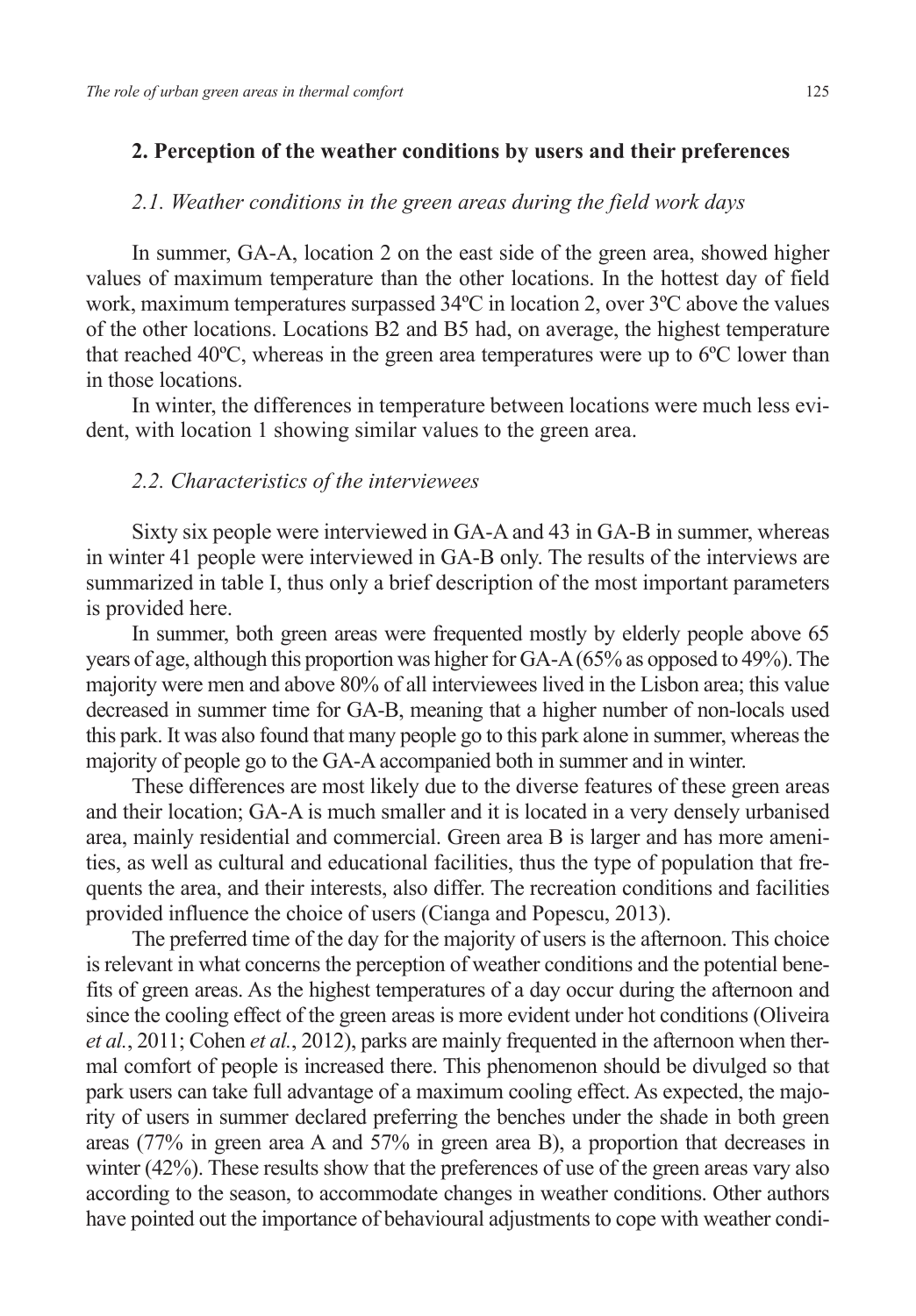## 2. Perception of the weather conditions by users and their preferences

### *2.1. Weather conditions in the green areas during the field work days*

In summer, GA-A, location 2 on the east side of the green area, showed higher values of maximum temperature than the other locations. In the hottest day of field work, maximum temperatures surpassed 34ºC in location 2, over 3ºC above the values of the other locations. Locations B2 and B5 had, on average, the highest temperature that reached 40ºC, whereas in the green area temperatures were up to 6ºC lower than in those locations.

In winter, the differences in temperature between locations were much less evident, with location 1 showing similar values to the green area.

### *2.2. Characteristics of the interviewees*

Sixty six people were interviewed in GA-A and 43 in GA-B in summer, whereas in winter 41 people were interviewed in GA-B only. The results of the interviews are summarized in table I, thus only a brief description of the most important parameters is provided here.

In summer, both green areas were frequented mostly by elderly people above 65 years of age, although this proportion was higher for GA-A (65% as opposed to 49%). The majority were men and above 80% of all interviewees lived in the Lisbon area; this value decreased in summer time for GA-B, meaning that a higher number of non-locals used this park. It was also found that many people go to this park alone in summer, whereas the majority of people go to the GA-A accompanied both in summer and in winter.

These differences are most likely due to the diverse features of these green areas and their location; GA-A is much smaller and it is located in a very densely urbanised area, mainly residential and commercial. Green area B is larger and has more amenities, as well as cultural and educational facilities, thus the type of population that frequents the area, and their interests, also differ. The recreation conditions and facilities provided influence the choice of users (Cianga and Popescu, 2013).

The preferred time of the day for the majority of users is the afternoon. This choice is relevant in what concerns the perception of weather conditions and the potential benefits of green areas. As the highest temperatures of a day occur during the afternoon and since the cooling effect of the green areas is more evident under hot conditions (Oliveira *et al.*, 2011; Cohen *et al.*, 2012), parks are mainly frequented in the afternoon when thermal comfort of people is increased there. This phenomenon should be divulged so that park users can take full advantage of a maximum cooling effect. As expected, the majority of users in summer declared preferring the benches under the shade in both green areas (77% in green area A and 57% in green area B), a proportion that decreases in winter (42%). These results show that the preferences of use of the green areas vary also according to the season, to accommodate changes in weather conditions. Other authors have pointed out the importance of behavioural adjustments to cope with weather condi-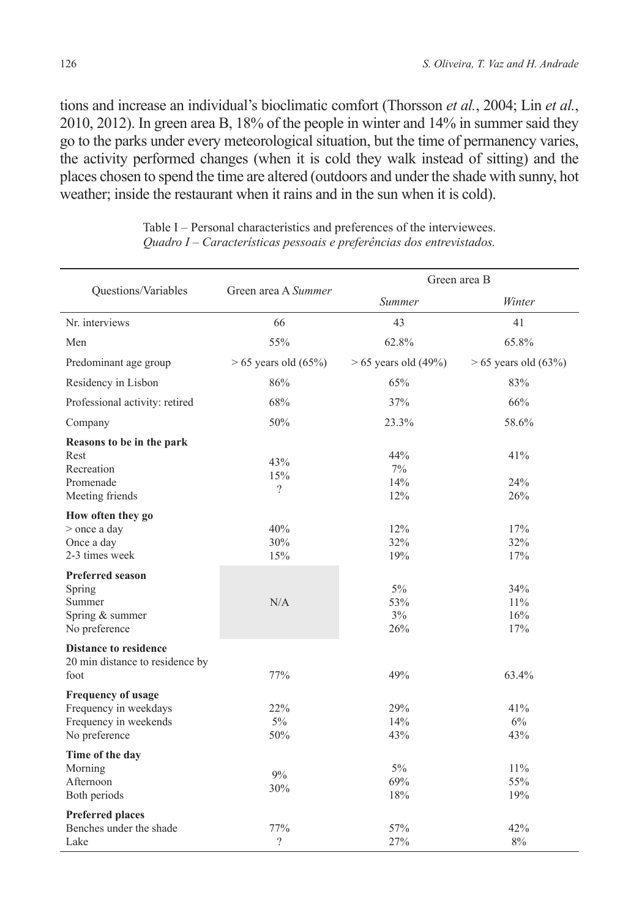tions and increase an individual's bioclimatic comfort (Thorsson *et al.*, 2004; Lin *et al.*, 2010, 2012). In green area B, 18% of the people in winter and 14% in summer said they go to the parks under every meteorological situation, but the time of permanency varies, the activity performed changes (when it is cold they walk instead of sitting) and the places chosen to spend the time are altered (outdoors and under the shade with sunny, hot weather; inside the restaurant when it rains and in the sun when it is cold).

Table I – Personal characteristics and preferences of the interviewees.
*Quadro I – Características pessoais e preferências dos entrevistados.*

| Questions/Variables | Green area A *Summer* | Green area B | |
|---|---|---|---|
| | | *Summer* | *Winter* |
| Nr. interviews | 66 | 43 | 41 |
| Men | 55% | 62.8% | 65.8% |
| Predominant age group | > 65 years old (65%) | > 65 years old (49%) | > 65 years old (63%) |
| Residency in Lisbon | 86% | 65% | 83% |
| Professional activity: retired | 68% | 37% | 66% |
| Company | 50% | 23.3% | 58.6% |
| **Reasons to be in the park** | | | |
| Rest | 43% | 44% | 41% |
| Recreation | 15% | 7% | |
| Promenade | ? | 14% | 24% |
| Meeting friends | | 12% | 26% |
| **How often they go** | | | |
| > once a day | 40% | 12% | 17% |
| Once a day | 30% | 32% | 32% |
| 2-3 times week | 15% | 19% | 17% |
| **Preferred season** | | | |
| Spring | N/A | 5% | 34% |
| Summer | | 53% | 11% |
| Spring & summer | | 3% | 16% |
| No preference | | 26% | 17% |
| **Distance to residence** | | | |
| 20 min distance to residence by foot | 77% | 49% | 63.4% |
| **Frequency of usage** | | | |
| Frequency in weekdays | 22% | 29% | 41% |
| Frequency in weekends | 5% | 14% | 6% |
| No preference | 50% | 43% | 43% |
| **Time of the day** | | | |
| Morning | 9% | 5% | 11% |
| Afternoon | 30% | 69% | 55% |
| Both periods | | 18% | 19% |
| **Preferred places** | | | |
| Benches under the shade | 77% | 57% | 42% |
| Lake | ? | 27% | 8% |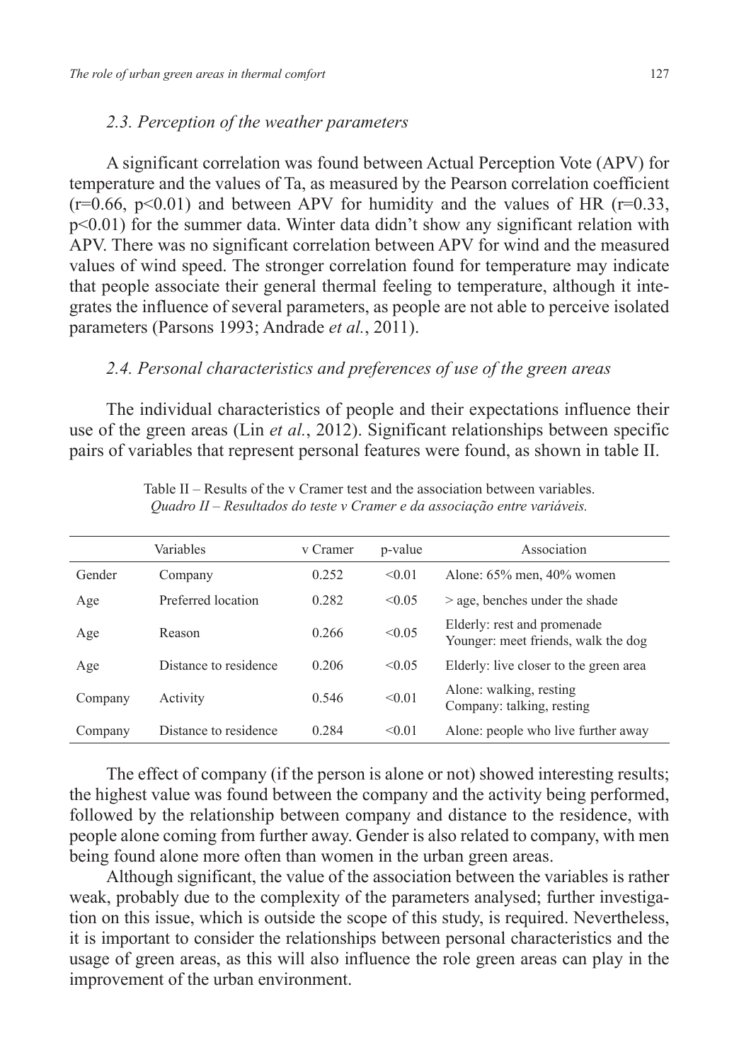### *2.3. Perception of the weather parameters*

A significant correlation was found between Actual Perception Vote (APV) for temperature and the values of Ta, as measured by the Pearson correlation coefficient ($r=0.66$, $p<0.01$) and between APV for humidity and the values of HR ($r=0.33$, $p<0.01$) for the summer data. Winter data didn't show any significant relation with APV. There was no significant correlation between APV for wind and the measured values of wind speed. The stronger correlation found for temperature may indicate that people associate their general thermal feeling to temperature, although it integrates the influence of several parameters, as people are not able to perceive isolated parameters (Parsons 1993; Andrade *et al.*, 2011).

### *2.4. Personal characteristics and preferences of use of the green areas*

The individual characteristics of people and their expectations influence their use of the green areas (Lin *et al.*, 2012). Significant relationships between specific pairs of variables that represent personal features were found, as shown in table II.

Table II – Results of the v Cramer test and the association between variables.
*Quadro II – Resultados do teste v Cramer e da associação entre variáveis.*

| Variables | | v Cramer | p-value | Association |
|---|---|---|---|---|
| Gender | Company | 0.252 | <0.01 | Alone: 65% men, 40% women |
| Age | Preferred location | 0.282 | <0.05 | > age, benches under the shade |
| Age | Reason | 0.266 | <0.05 | Elderly: rest and promenade<br>Younger: meet friends, walk the dog |
| Age | Distance to residence | 0.206 | <0.05 | Elderly: live closer to the green area |
| Company | Activity | 0.546 | <0.01 | Alone: walking, resting<br>Company: talking, resting |
| Company | Distance to residence | 0.284 | <0.01 | Alone: people who live further away |

The effect of company (if the person is alone or not) showed interesting results; the highest value was found between the company and the activity being performed, followed by the relationship between company and distance to the residence, with people alone coming from further away. Gender is also related to company, with men being found alone more often than women in the urban green areas.

Although significant, the value of the association between the variables is rather weak, probably due to the complexity of the parameters analysed; further investigation on this issue, which is outside the scope of this study, is required. Nevertheless, it is important to consider the relationships between personal characteristics and the usage of green areas, as this will also influence the role green areas can play in the improvement of the urban environment.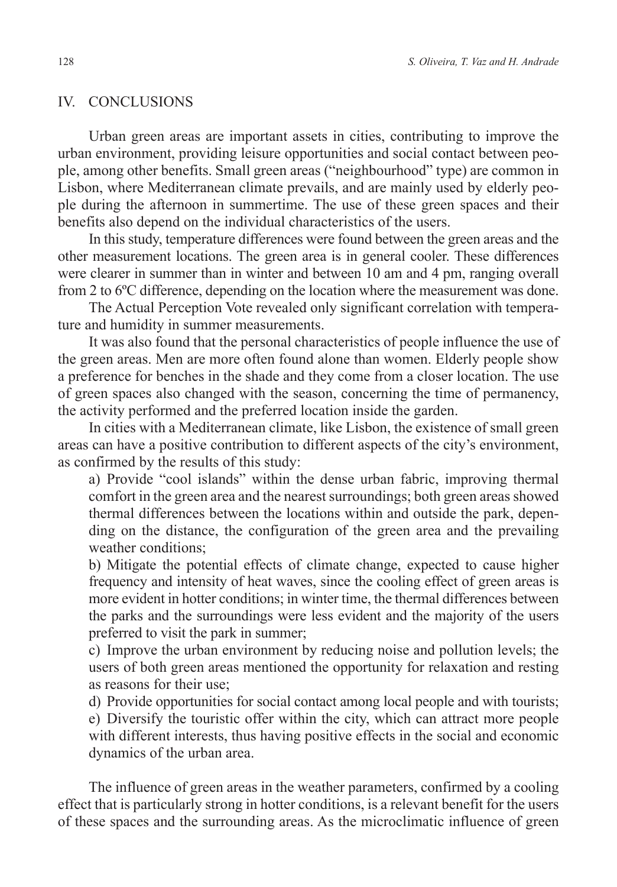## IV. CONCLUSIONS

Urban green areas are important assets in cities, contributing to improve the urban environment, providing leisure opportunities and social contact between people, among other benefits. Small green areas ("neighbourhood" type) are common in Lisbon, where Mediterranean climate prevails, and are mainly used by elderly people during the afternoon in summertime. The use of these green spaces and their benefits also depend on the individual characteristics of the users.

In this study, temperature differences were found between the green areas and the other measurement locations. The green area is in general cooler. These differences were clearer in summer than in winter and between 10 am and 4 pm, ranging overall from 2 to 6ºC difference, depending on the location where the measurement was done.

The Actual Perception Vote revealed only significant correlation with temperature and humidity in summer measurements.

It was also found that the personal characteristics of people influence the use of the green areas. Men are more often found alone than women. Elderly people show a preference for benches in the shade and they come from a closer location. The use of green spaces also changed with the season, concerning the time of permanency, the activity performed and the preferred location inside the garden.

In cities with a Mediterranean climate, like Lisbon, the existence of small green areas can have a positive contribution to different aspects of the city's environment, as confirmed by the results of this study:

a) Provide "cool islands" within the dense urban fabric, improving thermal comfort in the green area and the nearest surroundings; both green areas showed thermal differences between the locations within and outside the park, depending on the distance, the configuration of the green area and the prevailing weather conditions;

b) Mitigate the potential effects of climate change, expected to cause higher frequency and intensity of heat waves, since the cooling effect of green areas is more evident in hotter conditions; in winter time, the thermal differences between the parks and the surroundings were less evident and the majority of the users preferred to visit the park in summer;

c) Improve the urban environment by reducing noise and pollution levels; the users of both green areas mentioned the opportunity for relaxation and resting as reasons for their use;

d) Provide opportunities for social contact among local people and with tourists;

e) Diversify the touristic offer within the city, which can attract more people with different interests, thus having positive effects in the social and economic dynamics of the urban area.

The influence of green areas in the weather parameters, confirmed by a cooling effect that is particularly strong in hotter conditions, is a relevant benefit for the users of these spaces and the surrounding areas. As the microclimatic influence of green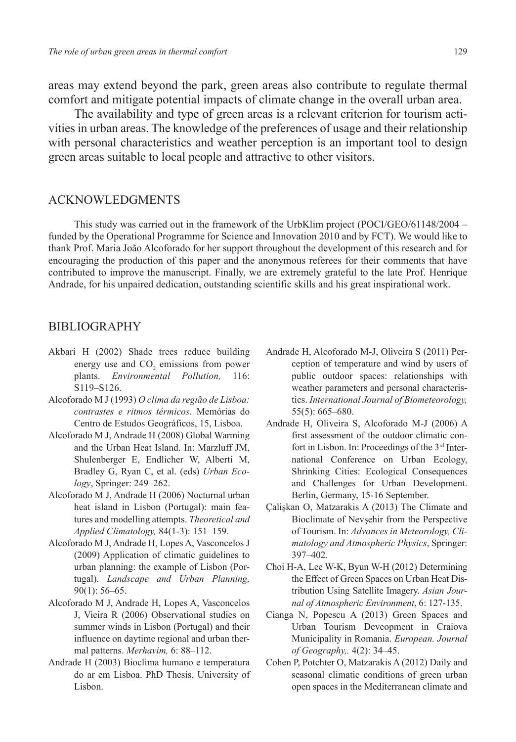areas may extend beyond the park, green areas also contribute to regulate thermal comfort and mitigate potential impacts of climate change in the overall urban area.

The availability and type of green areas is a relevant criterion for tourism activities in urban areas. The knowledge of the preferences of usage and their relationship with personal characteristics and weather perception is an important tool to design green areas suitable to local people and attractive to other visitors.

## ACKNOWLEDGMENTS

This study was carried out in the framework of the UrbKlim project (POCI/GEO/61148/2004 – funded by the Operational Programme for Science and Innovation 2010 and by FCT). We would like to thank Prof. Maria João Alcoforado for her support throughout the development of this research and for encouraging the production of this paper and the anonymous referees for their comments that have contributed to improve the manuscript. Finally, we are extremely grateful to the late Prof. Henrique Andrade, for his unpaired dedication, outstanding scientific skills and his great inspirational work.

## BIBLIOGRAPHY

Akbari H (2002) Shade trees reduce building energy use and $CO_2$ emissions from power plants. *Environmental Pollution,* 116: S119–S126.

Alcoforado M J (1993) *O clima da região de Lisboa: contrastes e ritmos térmicos*. Memórias do Centro de Estudos Geográficos, 15, Lisboa.

Alcoforado M J, Andrade H (2008) Global Warming and the Urban Heat Island. In: Marzluff JM, Shulenberger E, Endlicher W, Alberti M, Bradley G, Ryan C, et al. (eds) *Urban Ecology*, Springer: 249–262.

Alcoforado M J, Andrade H (2006) Nocturnal urban heat island in Lisbon (Portugal): main features and modelling attempts. *Theoretical and Applied Climatology,* 84(1-3): 151–159.

Alcoforado M J, Andrade H, Lopes A, Vasconcelos J (2009) Application of climatic guidelines to urban planning: the example of Lisbon (Portugal). *Landscape and Urban Planning,* 90(1): 56–65.

Alcoforado M J, Andrade H, Lopes A, Vasconcelos J, Vieira R (2006) Observational studies on summer winds in Lisbon (Portugal) and their influence on daytime regional and urban thermal patterns. *Merhavim,* 6: 88–112.

Andrade H (2003) Bioclima humano e temperatura do ar em Lisboa. PhD Thesis, University of Lisbon.

Andrade H, Alcoforado M-J, Oliveira S (2011) Perception of temperature and wind by users of public outdoor spaces: relationships with weather parameters and personal characteristics. *International Journal of Biometeorology,* 55(5): 665–680.

Andrade H, Oliveira S, Alcoforado M-J (2006) A first assessment of the outdoor climatic confort in Lisbon. In: Proceedings of the 3rd International Conference on Urban Ecology, Shrinking Cities: Ecological Consequences and Challenges for Urban Development. Berlin, Germany, 15-16 September.

Çalişkan O, Matzarakis A (2013) The Climate and Bioclimate of Nevşehir from the Perspective of Tourism. In: *Advances in Meteorology, Climatology and Atmospheric Physics*, Springer: 397–402.

Choi H-A, Lee W-K, Byun W-H (2012) Determining the Effect of Green Spaces on Urban Heat Distribution Using Satellite Imagery. *Asian Journal of Atmospheric Environment*, 6: 127-135.

Cianga N, Popescu A (2013) Green Spaces and Urban Tourism Deveopment in Craiova Municipality in Romania. *European. Journal of Geography,.* 4(2): 34–45.

Cohen P, Potchter O, Matzarakis A (2012) Daily and seasonal climatic conditions of green urban open spaces in the Mediterranean climate and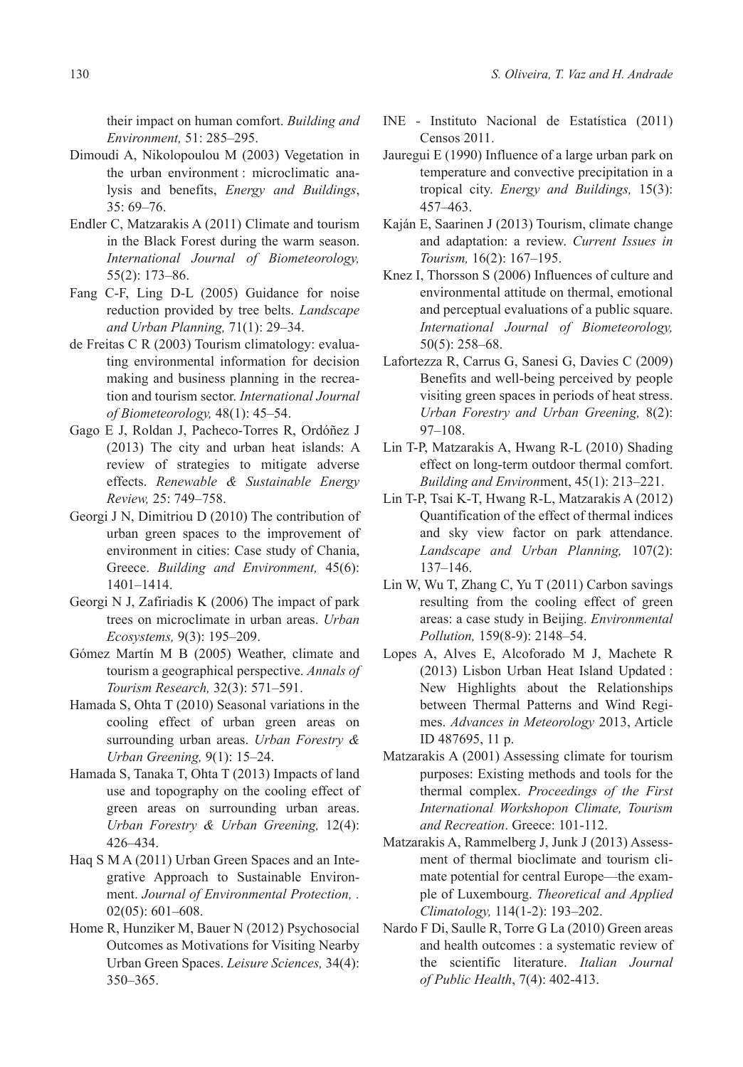their impact on human comfort. *Building and Environment,* 51: 285–295.

Dimoudi A, Nikolopoulou M (2003) Vegetation in the urban environment : microclimatic analysis and benefits, *Energy and Buildings*, 35: 69–76.

Endler C, Matzarakis A (2011) Climate and tourism in the Black Forest during the warm season. *International Journal of Biometeorology,* 55(2): 173–86.

Fang C-F, Ling D-L (2005) Guidance for noise reduction provided by tree belts. *Landscape and Urban Planning,* 71(1): 29–34.

de Freitas C R (2003) Tourism climatology: evaluating environmental information for decision making and business planning in the recreation and tourism sector. *International Journal of Biometeorology,* 48(1): 45–54.

Gago E J, Roldan J, Pacheco-Torres R, Ordóñez J (2013) The city and urban heat islands: A review of strategies to mitigate adverse effects. *Renewable & Sustainable Energy Review,* 25: 749–758.

Georgi J N, Dimitriou D (2010) The contribution of urban green spaces to the improvement of environment in cities: Case study of Chania, Greece. *Building and Environment,* 45(6): 1401–1414.

Georgi N J, Zafiriadis K (2006) The impact of park trees on microclimate in urban areas. *Urban Ecosystems,* 9(3): 195–209.

Gómez Martín M B (2005) Weather, climate and tourism a geographical perspective. *Annals of Tourism Research,* 32(3): 571–591.

Hamada S, Ohta T (2010) Seasonal variations in the cooling effect of urban green areas on surrounding urban areas. *Urban Forestry & Urban Greening,* 9(1): 15–24.

Hamada S, Tanaka T, Ohta T (2013) Impacts of land use and topography on the cooling effect of green areas on surrounding urban areas. *Urban Forestry & Urban Greening,* 12(4): 426–434.

Haq S M A (2011) Urban Green Spaces and an Integrative Approach to Sustainable Environment. *Journal of Environmental Protection, .* 02(05): 601–608.

Home R, Hunziker M, Bauer N (2012) Psychosocial Outcomes as Motivations for Visiting Nearby Urban Green Spaces. *Leisure Sciences,* 34(4): 350–365.

INE - Instituto Nacional de Estatística (2011) Censos 2011.

Jauregui E (1990) Influence of a large urban park on temperature and convective precipitation in a tropical city. *Energy and Buildings,* 15(3): 457–463.

Kaján E, Saarinen J (2013) Tourism, climate change and adaptation: a review. *Current Issues in Tourism,* 16(2): 167–195.

Knez I, Thorsson S (2006) Influences of culture and environmental attitude on thermal, emotional and perceptual evaluations of a public square. *International Journal of Biometeorology,* 50(5): 258–68.

Lafortezza R, Carrus G, Sanesi G, Davies C (2009) Benefits and well-being perceived by people visiting green spaces in periods of heat stress. *Urban Forestry and Urban Greening,* 8(2): 97–108.

Lin T-P, Matzarakis A, Hwang R-L (2010) Shading effect on long-term outdoor thermal comfort. *Building and Environ*ment, 45(1): 213–221.

Lin T-P, Tsai K-T, Hwang R-L, Matzarakis A (2012) Quantification of the effect of thermal indices and sky view factor on park attendance. *Landscape and Urban Planning,* 107(2): 137–146.

Lin W, Wu T, Zhang C, Yu T (2011) Carbon savings resulting from the cooling effect of green areas: a case study in Beijing. *Environmental Pollution,* 159(8-9): 2148–54.

Lopes A, Alves E, Alcoforado M J, Machete R (2013) Lisbon Urban Heat Island Updated : New Highlights about the Relationships between Thermal Patterns and Wind Regimes. *Advances in Meteorology* 2013, Article ID 487695, 11 p.

Matzarakis A (2001) Assessing climate for tourism purposes: Existing methods and tools for the thermal complex. *Proceedings of the First International Workshopon Climate, Tourism and Recreation*. Greece: 101-112.

Matzarakis A, Rammelberg J, Junk J (2013) Assessment of thermal bioclimate and tourism climate potential for central Europe—the example of Luxembourg. *Theoretical and Applied Climatology,* 114(1-2): 193–202.

Nardo F Di, Saulle R, Torre G La (2010) Green areas and health outcomes : a systematic review of the scientific literature. *Italian Journal of Public Health*, 7(4): 402-413.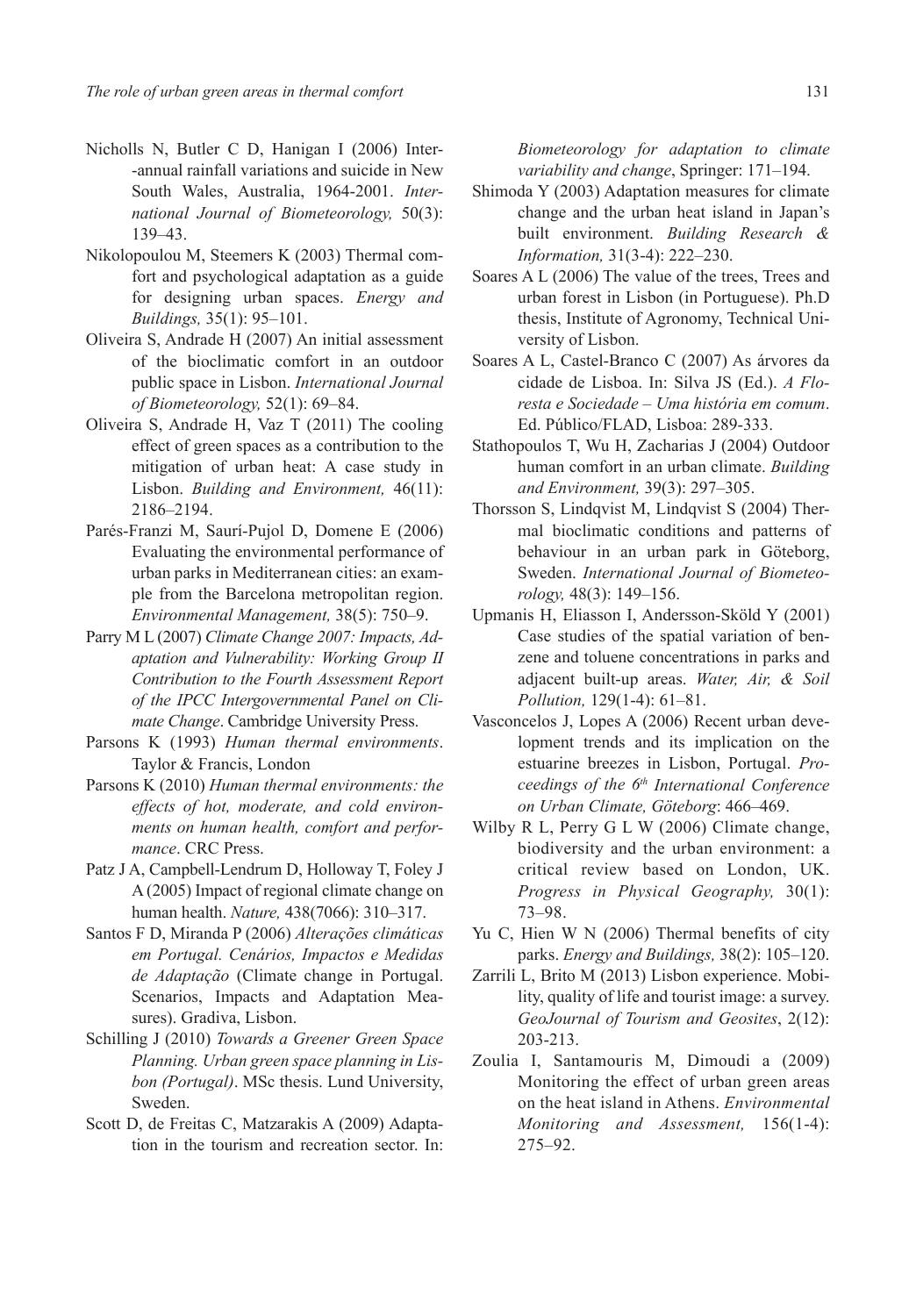Nicholls N, Butler C D, Hanigan I (2006) Inter--annual rainfall variations and suicide in New South Wales, Australia, 1964-2001. *International Journal of Biometeorology,* 50(3): 139–43.

Nikolopoulou M, Steemers K (2003) Thermal comfort and psychological adaptation as a guide for designing urban spaces. *Energy and Buildings,* 35(1): 95–101.

Oliveira S, Andrade H (2007) An initial assessment of the bioclimatic comfort in an outdoor public space in Lisbon. *International Journal of Biometeorology,* 52(1): 69–84.

Oliveira S, Andrade H, Vaz T (2011) The cooling effect of green spaces as a contribution to the mitigation of urban heat: A case study in Lisbon. *Building and Environment,* 46(11): 2186–2194.

Parés-Franzi M, Saurí-Pujol D, Domene E (2006) Evaluating the environmental performance of urban parks in Mediterranean cities: an example from the Barcelona metropolitan region. *Environmental Management,* 38(5): 750–9.

Parry M L (2007) *Climate Change 2007: Impacts, Adaptation and Vulnerability: Working Group II Contribution to the Fourth Assessment Report of the IPCC Intergovernmental Panel on Climate Change*. Cambridge University Press.

Parsons K (1993) *Human thermal environments*. Taylor & Francis, London

Parsons K (2010) *Human thermal environments: the effects of hot, moderate, and cold environments on human health, comfort and performance*. CRC Press.

Patz J A, Campbell-Lendrum D, Holloway T, Foley J A (2005) Impact of regional climate change on human health. *Nature,* 438(7066): 310–317.

Santos F D, Miranda P (2006) *Alterações climáticas em Portugal. Cenários, Impactos e Medidas de Adaptação* (Climate change in Portugal. Scenarios, Impacts and Adaptation Measures). Gradiva, Lisbon.

Schilling J (2010) *Towards a Greener Green Space Planning. Urban green space planning in Lisbon (Portugal)*. MSc thesis. Lund University, Sweden.

Scott D, de Freitas C, Matzarakis A (2009) Adaptation in the tourism and recreation sector. In: *Biometeorology for adaptation to climate variability and change*, Springer: 171–194.

Shimoda Y (2003) Adaptation measures for climate change and the urban heat island in Japan's built environment. *Building Research & Information,* 31(3-4): 222–230.

Soares A L (2006) The value of the trees, Trees and urban forest in Lisbon (in Portuguese). Ph.D thesis, Institute of Agronomy, Technical University of Lisbon.

Soares A L, Castel-Branco C (2007) As árvores da cidade de Lisboa. In: Silva JS (Ed.). *A Floresta e Sociedade – Uma história em comum*. Ed. Público/FLAD, Lisboa: 289-333.

Stathopoulos T, Wu H, Zacharias J (2004) Outdoor human comfort in an urban climate. *Building and Environment,* 39(3): 297–305.

Thorsson S, Lindqvist M, Lindqvist S (2004) Thermal bioclimatic conditions and patterns of behaviour in an urban park in Göteborg, Sweden. *International Journal of Biometeorology,* 48(3): 149–156.

Upmanis H, Eliasson I, Andersson-Sköld Y (2001) Case studies of the spatial variation of benzene and toluene concentrations in parks and adjacent built-up areas. *Water, Air, & Soil Pollution,* 129(1-4): 61–81.

Vasconcelos J, Lopes A (2006) Recent urban development trends and its implication on the estuarine breezes in Lisbon, Portugal. *Proceedings of the 6th International Conference on Urban Climate, Göteborg*: 466–469.

Wilby R L, Perry G L W (2006) Climate change, biodiversity and the urban environment: a critical review based on London, UK. *Progress in Physical Geography,* 30(1): 73–98.

Yu C, Hien W N (2006) Thermal benefits of city parks. *Energy and Buildings,* 38(2): 105–120.

Zarrili L, Brito M (2013) Lisbon experience. Mobility, quality of life and tourist image: a survey. *GeoJournal of Tourism and Geosites*, 2(12): 203-213.

Zoulia I, Santamouris M, Dimoudi a (2009) Monitoring the effect of urban green areas on the heat island in Athens. *Environmental Monitoring and Assessment,* 156(1-4): 275–92.